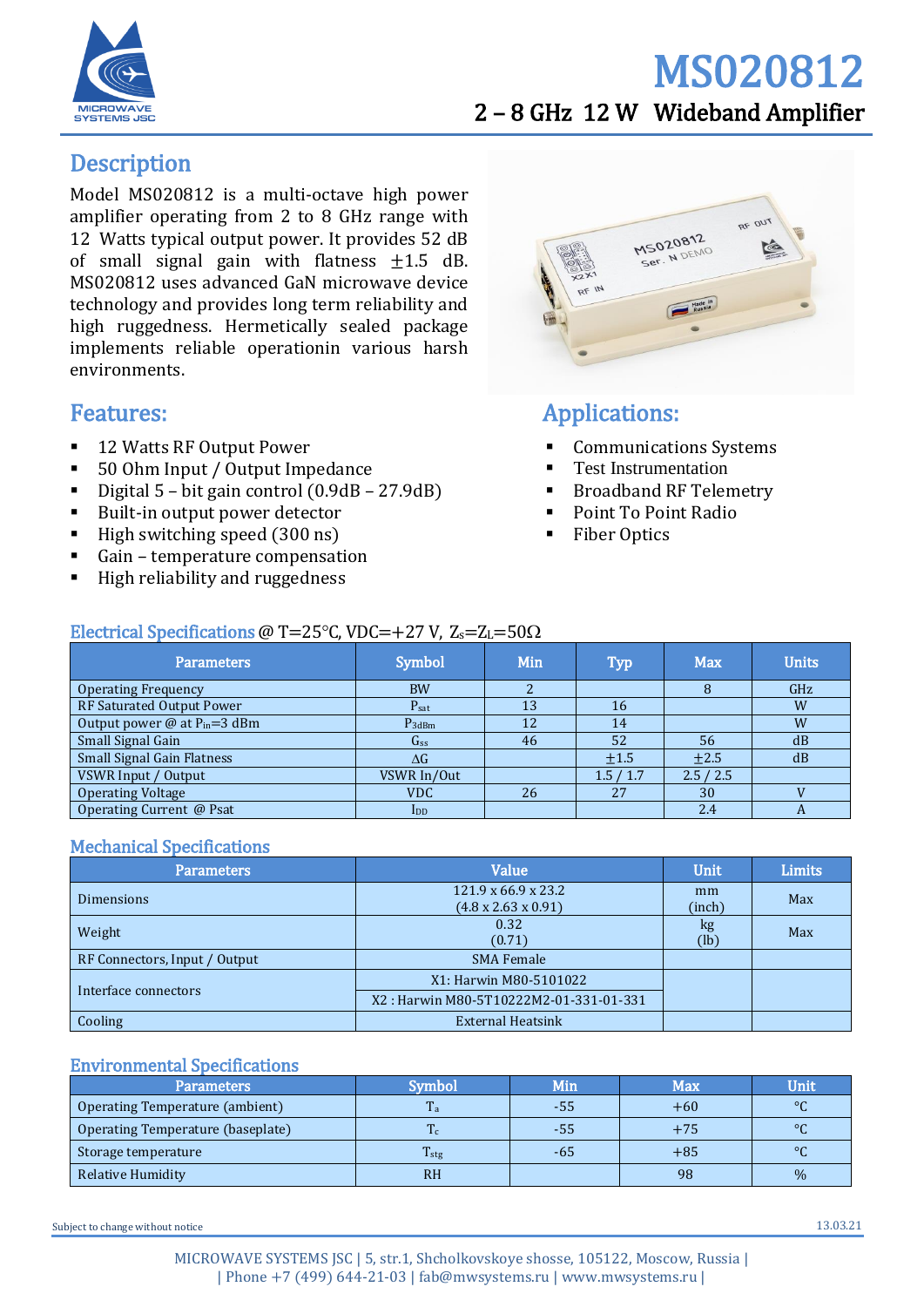# MS020812

## 2 – 8 GHz 12 W Wideband Amplifier

## Description

Model MS020812 is a multi-octave high power amplifier operating from 2 to 8 GHz range with 12 Watts typical output power. It provides 52 dB of small signal gain with flatness ±1.5 dB. MS020812 uses advanced GaN microwave device technology and provides long term reliability and high ruggedness. Hermetically sealed package implements reliable operationin various harsh environments.

## Features:

- 12 Watts RF Output Power
- 50 Ohm Input / Output Impedance
- Digital 5 – bit gain control (0.9dB – 27.9dB)
- Built-in output power detector
- High switching speed (300 ns)
- Gain – temperature compensation
- High reliability and ruggedness

## Applications:

- Communications Systems
- Test Instrumentation
- Broadband RF Telemetry
- Point To Point Radio
- Fiber Optics

## Electrical Specifications @ T=25°C, VDC=+27 V, $Z_S$=$Z_L$=50Ω

| Parameters | Symbol | Min | Typ | Max | Units |
|---|---|---|---|---|---|
| Operating Frequency | BW | 2 | | 8 | GHz |
| RF Saturated Output Power | $P_{sat}$ | 13 | 16 | | W |
| Output power @ at $P_{in}$=3 dBm | $P_{3dBm}$ | 12 | 14 | | W |
| Small Signal Gain | $G_{ss}$ | 46 | 52 | 56 | dB |
| Small Signal Gain Flatness | ΔG | | ±1.5 | ±2.5 | dB |
| VSWR Input / Output | VSWR In/Out | | 1.5 / 1.7 | 2.5 / 2.5 | |
| Operating Voltage | VDC | 26 | 27 | 30 | V |
| Operating Current @ Psat | $I_{DD}$ | | | 2.4 | A |

## Mechanical Specifications

| Parameters | Value | Unit | Limits |
|---|---|---|---|
| Dimensions | 121.9 x 66.9 x 23.2<br>(4.8 x 2.63 x 0.91) | mm<br>(inch) | Max |
| Weight | 0.32<br>(0.71) | kg<br>(lb) | Max |
| RF Connectors, Input / Output | SMA Female | | |
| Interface connectors | X1: Harwin M80-5101022<br>X2 : Harwin M80-5T10222M2-01-331-01-331 | | |
| Cooling | External Heatsink | | |

## Environmental Specifications

| Parameters | Symbol | Min | Max | Unit |
|---|---|---|---|---|
| Operating Temperature (ambient) | $T_a$ | -55 | +60 | °C |
| Operating Temperature (baseplate) | $T_c$ | -55 | +75 | °C |
| Storage temperature | $T_{stg}$ | -65 | +85 | °C |
| Relative Humidity | RH | | 98 | % |

Subject to change without notice

13.03.21

MICROWAVE SYSTEMS JSC | 5, str.1, Shcholkovskoye shosse, 105122, Moscow, Russia |
| Phone +7 (499) 644-21-03 | fab@mwsystems.ru | www.mwsystems.ru |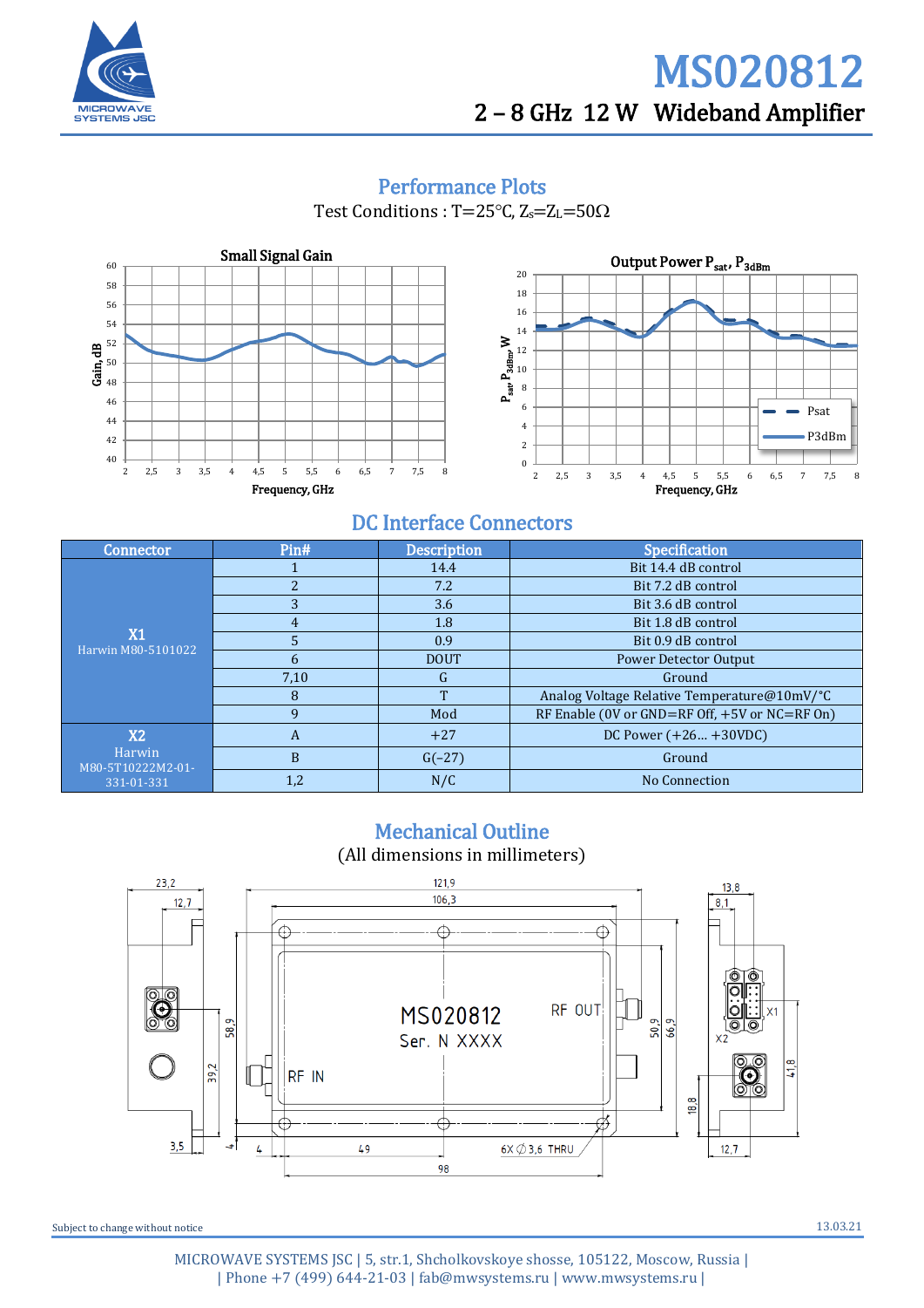# MS020812

## 2 – 8 GHz 12 W Wideband Amplifier

## Performance Plots

Test Conditions : T=25°C, $Z_S$=$Z_L$=50Ω

Small Signal Gain

Gain, dB

60, 58, 56, 54, 52, 50, 48, 46, 44, 42, 40

2, 2,5, 3, 3,5, 4, 4,5, 5, 5,5, 6, 6,5, 7, 7,5, 8

Frequency, GHz

Output Power $P_{sat}$, $P_{3dBm}$

$P_{sat}$, $P_{3dBm}$, W

20, 18, 16, 14, 12, 10, 8, 6, 4, 2, 0

2, 2,5, 3, 3,5, 4, 4,5, 5, 5,5, 6, 6,5, 7, 7,5, 8

Frequency, GHz

Psat

P3dBm

## DC Interface Connectors

| Connector | Pin# | Description | Specification |
|---|---|---|---|
| X1 Harwin M80-5101022 | 1 | 14.4 | Bit 14.4 dB control |
| | 2 | 7.2 | Bit 7.2 dB control |
| | 3 | 3.6 | Bit 3.6 dB control |
| | 4 | 1.8 | Bit 1.8 dB control |
| | 5 | 0.9 | Bit 0.9 dB control |
| | 6 | DOUT | Power Detector Output |
| | 7,10 | G | Ground |
| | 8 | T | Analog Voltage Relative Temperature@10mV/°C |
| | 9 | Mod | RF Enable (0V or GND=RF Off, +5V or NC=RF On) |
| X2 Harwin M80-5T10222M2-01-331-01-331 | A | +27 | DC Power (+26… +30VDC) |
| | B | G(−27) | Ground |
| | 1,2 | N/C | No Connection |

## Mechanical Outline

(All dimensions in millimeters)

23,2
12,7
121,9
106,3
13,8
8,1
58,9
39,2
MS020812
Ser. N XXXX
RF OUT
RF IN
50,9
66,9
X1
X2
41,8
18,8
3,5
4
49
98
6X ∅ 3,6 THRU
12,7

Subject to change without notice

13.03.21

MICROWAVE SYSTEMS JSC | 5, str.1, Shcholkovskoye shosse, 105122, Moscow, Russia |
| Phone +7 (499) 644-21-03 | fab@mwsystems.ru | www.mwsystems.ru |